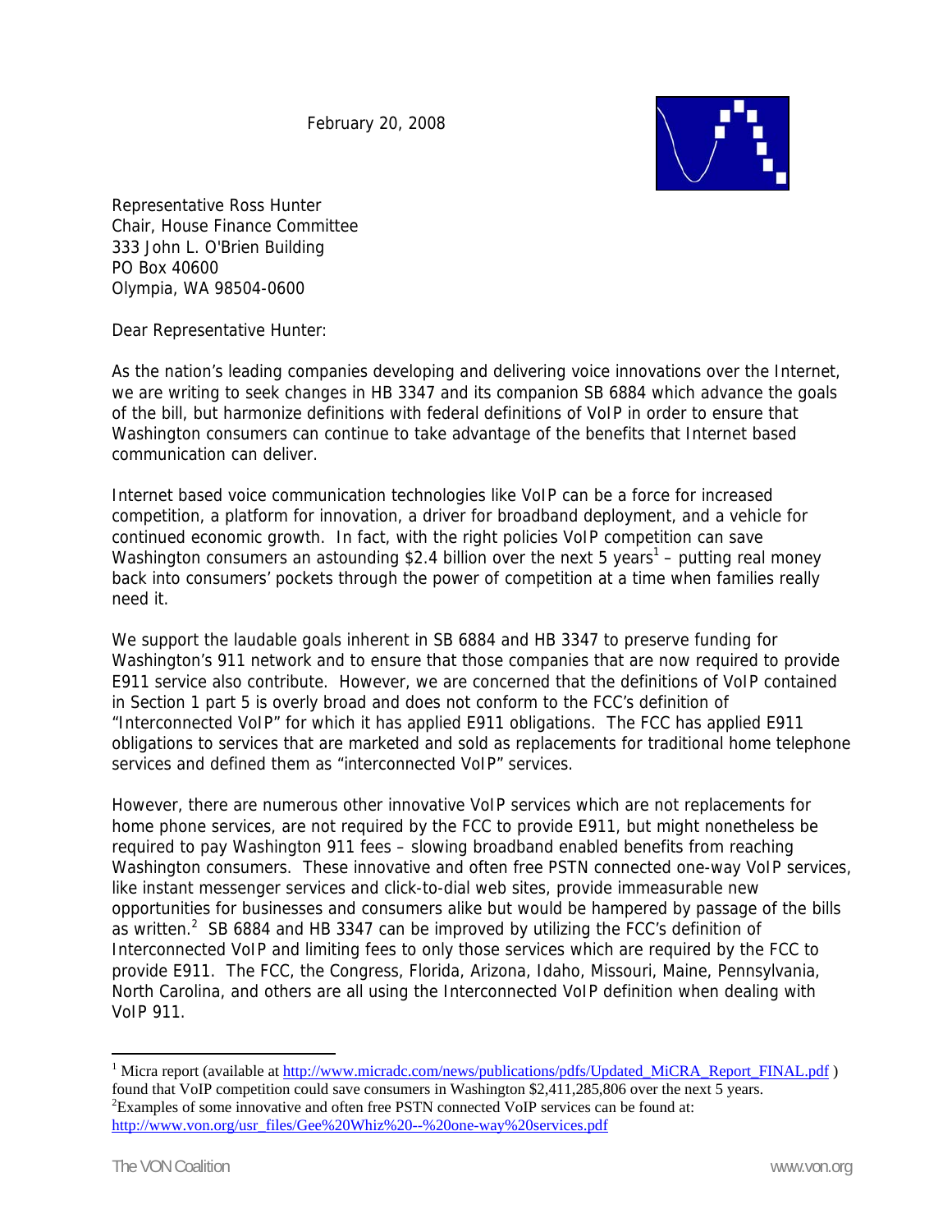February 20, 2008

Representative Ross Hunter
Chair, House Finance Committee
333 John L. O'Brien Building
PO Box 40600
Olympia, WA 98504-0600

Dear Representative Hunter:

As the nation's leading companies developing and delivering voice innovations over the Internet, we are writing to seek changes in HB 3347 and its companion SB 6884 which advance the goals of the bill, but harmonize definitions with federal definitions of VoIP in order to ensure that Washington consumers can continue to take advantage of the benefits that Internet based communication can deliver.

Internet based voice communication technologies like VoIP can be a force for increased competition, a platform for innovation, a driver for broadband deployment, and a vehicle for continued economic growth. In fact, with the right policies VoIP competition can save Washington consumers an astounding $2.4 billion over the next 5 years[1] – putting real money back into consumers' pockets through the power of competition at a time when families really need it.

We support the laudable goals inherent in SB 6884 and HB 3347 to preserve funding for Washington's 911 network and to ensure that those companies that are now required to provide E911 service also contribute. However, we are concerned that the definitions of VoIP contained in Section 1 part 5 is overly broad and does not conform to the FCC's definition of "Interconnected VoIP" for which it has applied E911 obligations. The FCC has applied E911 obligations to services that are marketed and sold as replacements for traditional home telephone services and defined them as "interconnected VoIP" services.

However, there are numerous other innovative VoIP services which are not replacements for home phone services, are not required by the FCC to provide E911, but might nonetheless be required to pay Washington 911 fees – slowing broadband enabled benefits from reaching Washington consumers. These innovative and often free PSTN connected one-way VoIP services, like instant messenger services and click-to-dial web sites, provide immeasurable new opportunities for businesses and consumers alike but would be hampered by passage of the bills as written.[2] SB 6884 and HB 3347 can be improved by utilizing the FCC's definition of Interconnected VoIP and limiting fees to only those services which are required by the FCC to provide E911. The FCC, the Congress, Florida, Arizona, Idaho, Missouri, Maine, Pennsylvania, North Carolina, and others are all using the Interconnected VoIP definition when dealing with VoIP 911.

---

[1] Micra report (available at http://www.micradc.com/news/publications/pdfs/Updated_MiCRA_Report_FINAL.pdf ) found that VoIP competition could save consumers in Washington $2,411,285,806 over the next 5 years.

[2] Examples of some innovative and often free PSTN connected VoIP services can be found at: http://www.von.org/usr_files/Gee%20Whiz%20--%20one-way%20services.pdf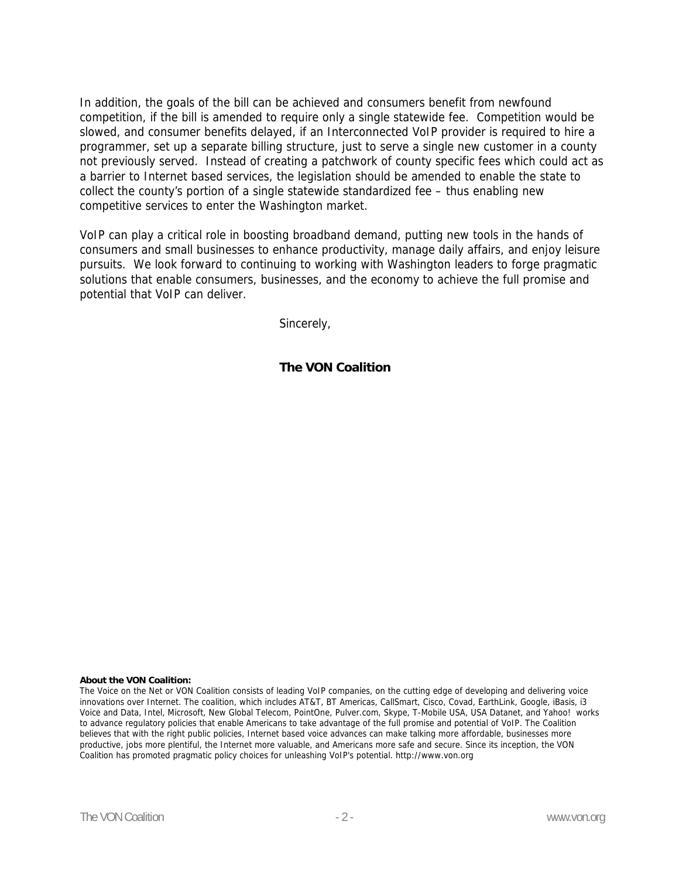In addition, the goals of the bill can be achieved and consumers benefit from newfound competition, if the bill is amended to require only a single statewide fee. Competition would be slowed, and consumer benefits delayed, if an Interconnected VoIP provider is required to hire a programmer, set up a separate billing structure, just to serve a single new customer in a county not previously served. Instead of creating a patchwork of county specific fees which could act as a barrier to Internet based services, the legislation should be amended to enable the state to collect the county's portion of a single statewide standardized fee – thus enabling new competitive services to enter the Washington market.

VoIP can play a critical role in boosting broadband demand, putting new tools in the hands of consumers and small businesses to enhance productivity, manage daily affairs, and enjoy leisure pursuits. We look forward to continuing to working with Washington leaders to forge pragmatic solutions that enable consumers, businesses, and the economy to achieve the full promise and potential that VoIP can deliver.

Sincerely,

**The VON Coalition**

**About the VON Coalition:**

The Voice on the Net or VON Coalition consists of leading VoIP companies, on the cutting edge of developing and delivering voice innovations over Internet. The coalition, which includes AT&T, BT Americas, CallSmart, Cisco, Covad, EarthLink, Google, iBasis, i3 Voice and Data, Intel, Microsoft, New Global Telecom, PointOne, Pulver.com, Skype, T-Mobile USA, USA Datanet, and Yahoo! works to advance regulatory policies that enable Americans to take advantage of the full promise and potential of VoIP. The Coalition believes that with the right public policies, Internet based voice advances can make talking more affordable, businesses more productive, jobs more plentiful, the Internet more valuable, and Americans more safe and secure. Since its inception, the VON Coalition has promoted pragmatic policy choices for unleashing VoIP's potential. http://www.von.org